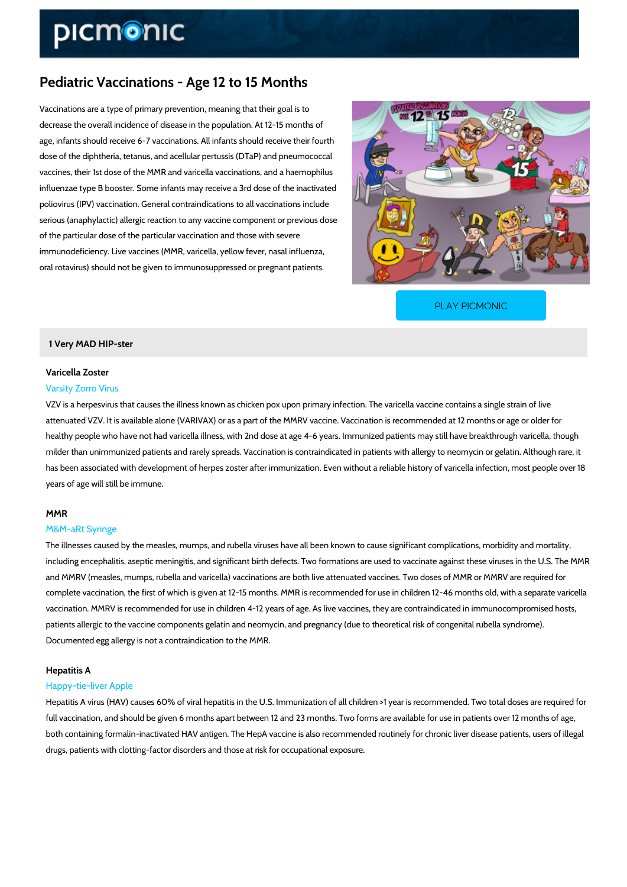# Pediatric Vaccinations - Age 12 to 15 Months

Vaccinations are a type of primary prevention, meaning that their goal is to decrease the overall incidence of disease in the population. At 12-15 months of age, infants should receive 6-7 vaccinations. All infants should receive their fourth dose of the diphtheria, tetanus, and acellular pertussis (DTaP) and pneumococcal vaccines, their 1st dose of the MMR and varicella vaccinations, and a haemophilus influenzae type B booster. Some infants may receive a 3rd dose of the inactivated poliovirus (IPV) vaccination. General contraindications to all vaccinations include serious (anaphylactic) allergic reaction to any vaccine component or previous dose of the particular dose of the particular vaccination and those with severe immunodeficiency. Live vaccines (MMR, varicella, yellow fever, nasal influenza, oral rotavirus) should not be given to immunosuppressed or pregnant patients.

PLAY PICMONIC

## 1 Very MAD HIP-ster

### Varicella Zoster

Varsity Zorro Virus

VZV is a herpesvirus that causes the illness known as chicken pox upon primary infection. The varicella vaccine contains a single strain of live attenuated VZV. It is available alone (VARIVAX) or as a part of the MMRV vaccine. Vaccination is recommended at 12 months or age or older for healthy people who have not had varicella illness, with 2nd dose at age 4-6 years. Immunized patients may still have breakthrough varicella, though milder than unimmunized patients and rarely spreads. Vaccination is contraindicated in patients with allergy to neomycin or gelatin. Although rare, it has been associated with development of herpes zoster after immunization. Even without a reliable history of varicella infection, most people over 18 years of age will still be immune.

### MMR

M&M-aRt Syringe

The illnesses caused by the measles, mumps, and rubella viruses have all been known to cause significant complications, morbidity and mortality, including encephalitis, aseptic meningitis, and significant birth defects. Two formations are used to vaccinate against these viruses in the U.S. The MMR and MMRV (measles, mumps, rubella and varicella) vaccinations are both live attenuated vaccines. Two doses of MMR or MMRV are required for complete vaccination, the first of which is given at 12-15 months. MMR is recommended for use in children 12-46 months old, with a separate varicella vaccination. MMRV is recommended for use in children 4-12 years of age. As live vaccines, they are contraindicated in immunocompromised hosts, patients allergic to the vaccine components gelatin and neomycin, and pregnancy (due to theoretical risk of congenital rubella syndrome). Documented egg allergy is not a contraindication to the MMR.

### Hepatitis A

Happy-tie-liver Apple

Hepatitis A virus (HAV) causes 60% of viral hepatitis in the U.S. Immunization of all children >1 year is recommended. Two total doses are required for full vaccination, and should be given 6 months apart between 12 and 23 months. Two forms are available for use in patients over 12 months of age, both containing formalin-inactivated HAV antigen. The HepA vaccine is also recommended routinely for chronic liver disease patients, users of illegal drugs, patients with clotting-factor disorders and those at risk for occupational exposure.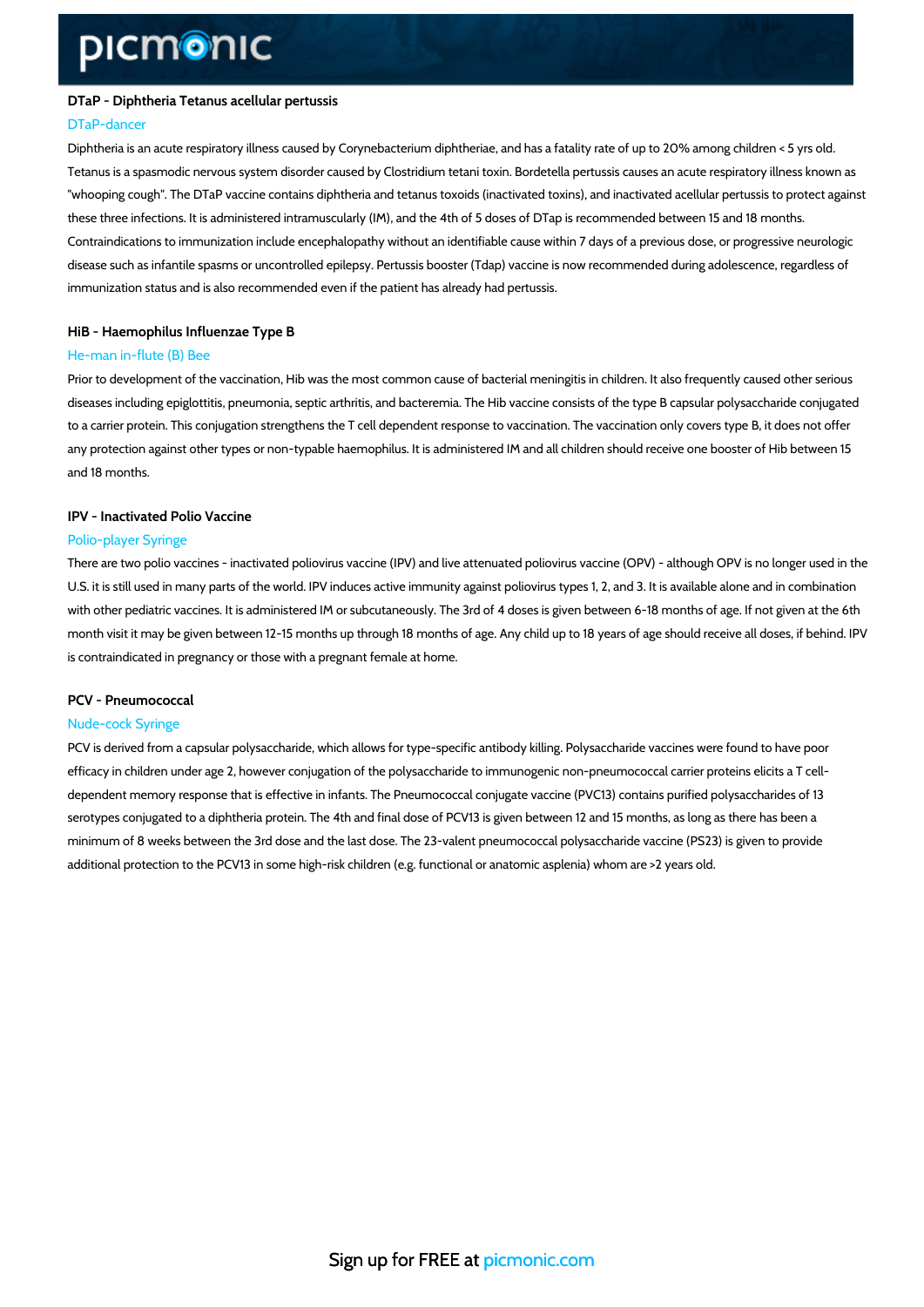## DTaP - Diphtheria Tetanus acellular pertussis

DTaP-dancer

Diphtheria is an acute respiratory illness caused by Corynebacterium diphtheriae, and has a fatality rate of up to 20% among children < 5 yrs old. Tetanus is a spasmodic nervous system disorder caused by Clostridium tetani toxin. Bordetella pertussis causes an acute respiratory illness known as "whooping cough". The DTaP vaccine contains diphtheria and tetanus toxoids (inactivated toxins), and inactivated acellular pertussis to protect against these three infections. It is administered intramuscularly (IM), and the 4th of 5 doses of DTap is recommended between 15 and 18 months. Contraindications to immunization include encephalopathy without an identifiable cause within 7 days of a previous dose, or progressive neurologic disease such as infantile spasms or uncontrolled epilepsy. Pertussis booster (Tdap) vaccine is now recommended during adolescence, regardless of immunization status and is also recommended even if the patient has already had pertussis.

## HiB - Haemophilus Influenzae Type B

He-man in-flute (B) Bee

Prior to development of the vaccination, Hib was the most common cause of bacterial meningitis in children. It also frequently caused other serious diseases including epiglottitis, pneumonia, septic arthritis, and bacteremia. The Hib vaccine consists of the type B capsular polysaccharide conjugated to a carrier protein. This conjugation strengthens the T cell dependent response to vaccination. The vaccination only covers type B, it does not offer any protection against other types or non-typable haemophilus. It is administered IM and all children should receive one booster of Hib between 15 and 18 months.

## IPV - Inactivated Polio Vaccine

Polio-player Syringe

There are two polio vaccines - inactivated poliovirus vaccine (IPV) and live attenuated poliovirus vaccine (OPV) - although OPV is no longer used in the U.S. it is still used in many parts of the world. IPV induces active immunity against poliovirus types 1, 2, and 3. It is available alone and in combination with other pediatric vaccines. It is administered IM or subcutaneously. The 3rd of 4 doses is given between 6-18 months of age. If not given at the 6th month visit it may be given between 12-15 months up through 18 months of age. Any child up to 18 years of age should receive all doses, if behind. IPV is contraindicated in pregnancy or those with a pregnant female at home.

## PCV - Pneumococcal

Nude-cock Syringe

PCV is derived from a capsular polysaccharide, which allows for type-specific antibody killing. Polysaccharide vaccines were found to have poor efficacy in children under age 2, however conjugation of the polysaccharide to immunogenic non-pneumococcal carrier proteins elicits a T cell-dependent memory response that is effective in infants. The Pneumococcal conjugate vaccine (PVC13) contains purified polysaccharides of 13 serotypes conjugated to a diphtheria protein. The 4th and final dose of PCV13 is given between 12 and 15 months, as long as there has been a minimum of 8 weeks between the 3rd dose and the last dose. The 23-valent pneumococcal polysaccharide vaccine (PS23) is given to provide additional protection to the PCV13 in some high-risk children (e.g. functional or anatomic asplenia) whom are >2 years old.